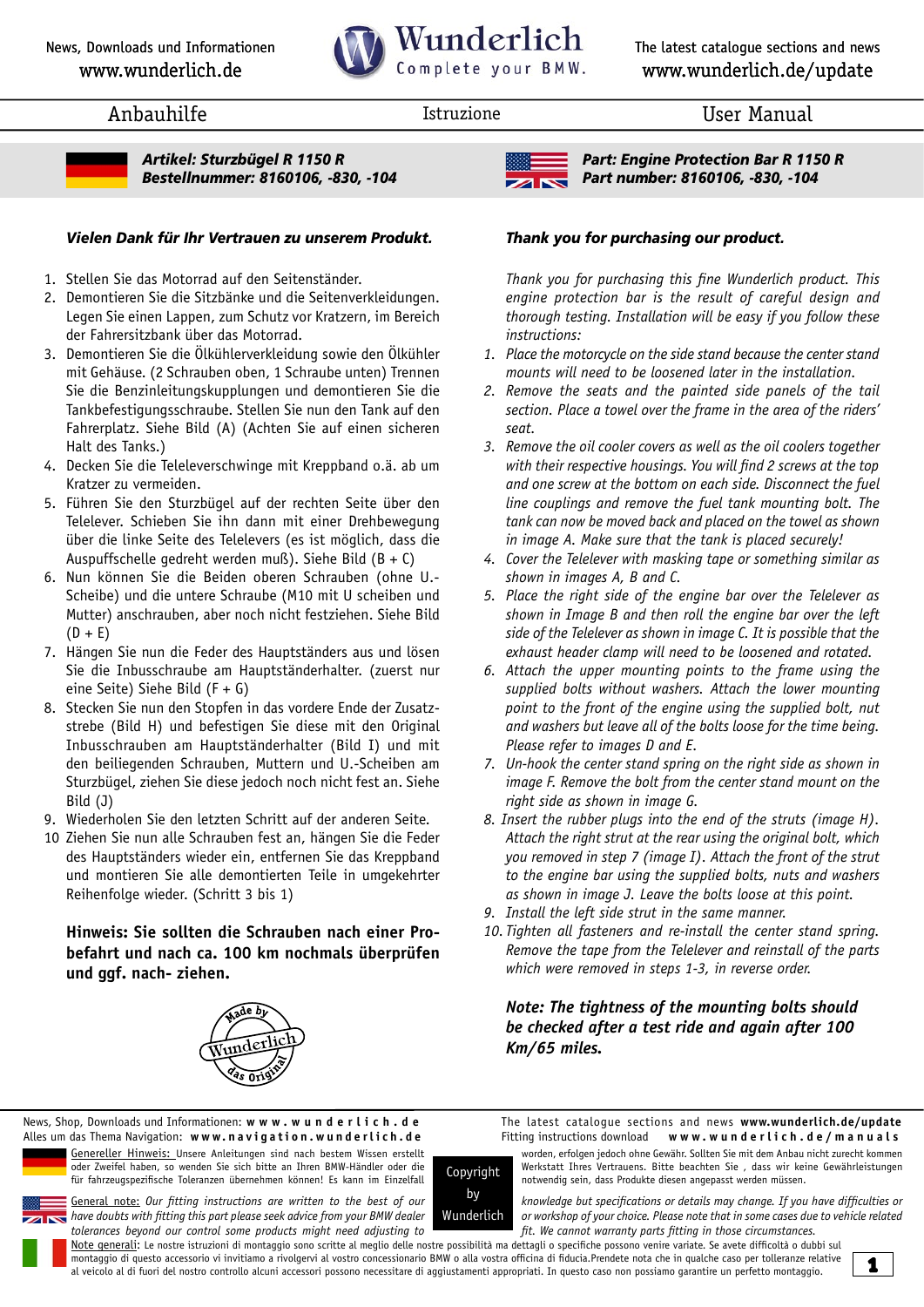News, Downloads und Informationen
www.wunderlich.de

**Wunderlich** Complete your BMW.

The latest catalogue sections and news
www.wunderlich.de/update

Anbauhilfe | Istruzione | User Manual

***Artikel: Sturzbügel R 1150 R***
***Bestellnummer: 8160106, -830, -104***

***Vielen Dank für Ihr Vertrauen zu unserem Produkt.***

1. Stellen Sie das Motorrad auf den Seitenständer.
2. Demontieren Sie die Sitzbänke und die Seitenverkleidungen. Legen Sie einen Lappen, zum Schutz vor Kratzern, im Bereich der Fahrersitzbank über das Motorrad.
3. Demontieren Sie die Ölkühlerverkleidung sowie den Ölkühler mit Gehäuse. (2 Schrauben oben, 1 Schraube unten) Trennen Sie die Benzinleitungskupplungen und demontieren Sie die Tankbefestigungsschraube. Stellen Sie nun den Tank auf den Fahrerplatz. Siehe Bild (A) (Achten Sie auf einen sicheren Halt des Tanks.)
4. Decken Sie die Teleleverschwinge mit Kreppband o.ä. ab um Kratzer zu vermeiden.
5. Führen Sie den Sturzbügel auf der rechten Seite über den Telelever. Schieben Sie ihn dann mit einer Drehbewegung über die linke Seite des Telelevers (es ist möglich, dass die Auspuffschelle gedreht werden muß). Siehe Bild (B + C)
6. Nun können Sie die Beiden oberen Schrauben (ohne U.-Scheibe) und die untere Schraube (M10 mit U scheiben und Mutter) anschrauben, aber noch nicht festziehen. Siehe Bild (D + E)
7. Hängen Sie nun die Feder des Hauptständers aus und lösen Sie die Inbusschraube am Hauptständerhalter. (zuerst nur eine Seite) Siehe Bild (F + G)
8. Stecken Sie nun den Stopfen in das vordere Ende der Zusatzstrebe (Bild H) und befestigen Sie diese mit den Original Inbusschrauben am Hauptständerhalter (Bild I) und mit den beiliegenden Schrauben, Muttern und U.-Scheiben am Sturzbügel, ziehen Sie diese jedoch noch nicht fest an. Siehe Bild (J)
9. Wiederholen Sie den letzten Schritt auf der anderen Seite.
10. Ziehen Sie nun alle Schrauben fest an, hängen Sie die Feder des Hauptständers wieder ein, entfernen Sie das Kreppband und montieren Sie alle demontierten Teile in umgekehrter Reihenfolge wieder. (Schritt 3 bis 1)

**Hinweis: Sie sollten die Schrauben nach einer Probefahrt und nach ca. 100 km nochmals überprüfen und ggf. nach- ziehen.**

Made by Wunderlich das Original

***Part: Engine Protection Bar R 1150 R***
***Part number: 8160106, -830, -104***

***Thank you for purchasing our product.***

*Thank you for purchasing this fine Wunderlich product. This engine protection bar is the result of careful design and thorough testing. Installation will be easy if you follow these instructions:*

1. *Place the motorcycle on the side stand because the center stand mounts will need to be loosened later in the installation.*
2. *Remove the seats and the painted side panels of the tail section. Place a towel over the frame in the area of the riders' seat.*
3. *Remove the oil cooler covers as well as the oil coolers together with their respective housings. You will find 2 screws at the top and one screw at the bottom on each side. Disconnect the fuel line couplings and remove the fuel tank mounting bolt. The tank can now be moved back and placed on the towel as shown in image A. Make sure that the tank is placed securely!*
4. *Cover the Telelever with masking tape or something similar as shown in images A, B and C.*
5. *Place the right side of the engine bar over the Telelever as shown in Image B and then roll the engine bar over the left side of the Telelever as shown in image C. It is possible that the exhaust header clamp will need to be loosened and rotated.*
6. *Attach the upper mounting points to the frame using the supplied bolts without washers. Attach the lower mounting point to the front of the engine using the supplied bolt, nut and washers but leave all of the bolts loose for the time being. Please refer to images D and E.*
7. *Un-hook the center stand spring on the right side as shown in image F. Remove the bolt from the center stand mount on the right side as shown in image G.*
8. *Insert the rubber plugs into the end of the struts (image H). Attach the right strut at the rear using the original bolt, which you removed in step 7 (image I). Attach the front of the strut to the engine bar using the supplied bolts, nuts and washers as shown in image J. Leave the bolts loose at this point.*
9. *Install the left side strut in the same manner.*
10. *Tighten all fasteners and re-install the center stand spring. Remove the tape from the Telelever and reinstall of the parts which were removed in steps 1-3, in reverse order.*

***Note: The tightness of the mounting bolts should be checked after a test ride and again after 100 Km/65 miles.***

News, Shop, Downloads und Informationen: **www.wunderlich.de**
Alles um das Thema Navigation: **www.navigation.wunderlich.de**

The latest catalogue sections and news **www.wunderlich.de/update**
Fitting instructions download **www.wunderlich.de/manuals**

Genereller Hinweis: Unsere Anleitungen sind nach bestem Wissen erstellt oder Zweifel haben, so wenden Sie sich bitte an Ihren BMW-Händler oder die für fahrzeugspezifische Toleranzen übernehmen können! Es kann im Einzelfall worden, erfolgen jedoch ohne Gewähr. Sollten Sie mit dem Anbau nicht zurecht kommen Werkstatt Ihres Vertrauens. Bitte beachten Sie , dass wir keine Gewährleistungen notwendig sein, dass Produkte diesen angepasst werden müssen.

*General note: Our fitting instructions are written to the best of our knowledge but specifications or details may change. If you have difficulties or have doubts with fitting this part please seek advice from your BMW dealer or workshop of your choice. Please note that in some cases due to vehicle related tolerances beyond our control some products might need adjusting to fit. We cannot warranty parts fitting in those circumstances.*

Copyright by Wunderlich

Note generali: Le nostre istruzioni di montaggio sono scritte al meglio delle nostre possibilità ma dettagli o specifiche possono venire variate. Se avete difficoltà o dubbi sul montaggio di questo accessorio vi invitiamo a rivolgervi al vostro concessionario BMW o alla vostra officina di fiducia.Prendete nota che in qualche caso per tolleranze relative al veicolo al di fuori del nostro controllo alcuni accessori possono necessitare di aggiustamenti appropriati. In questo caso non possiamo garantire un perfetto montaggio.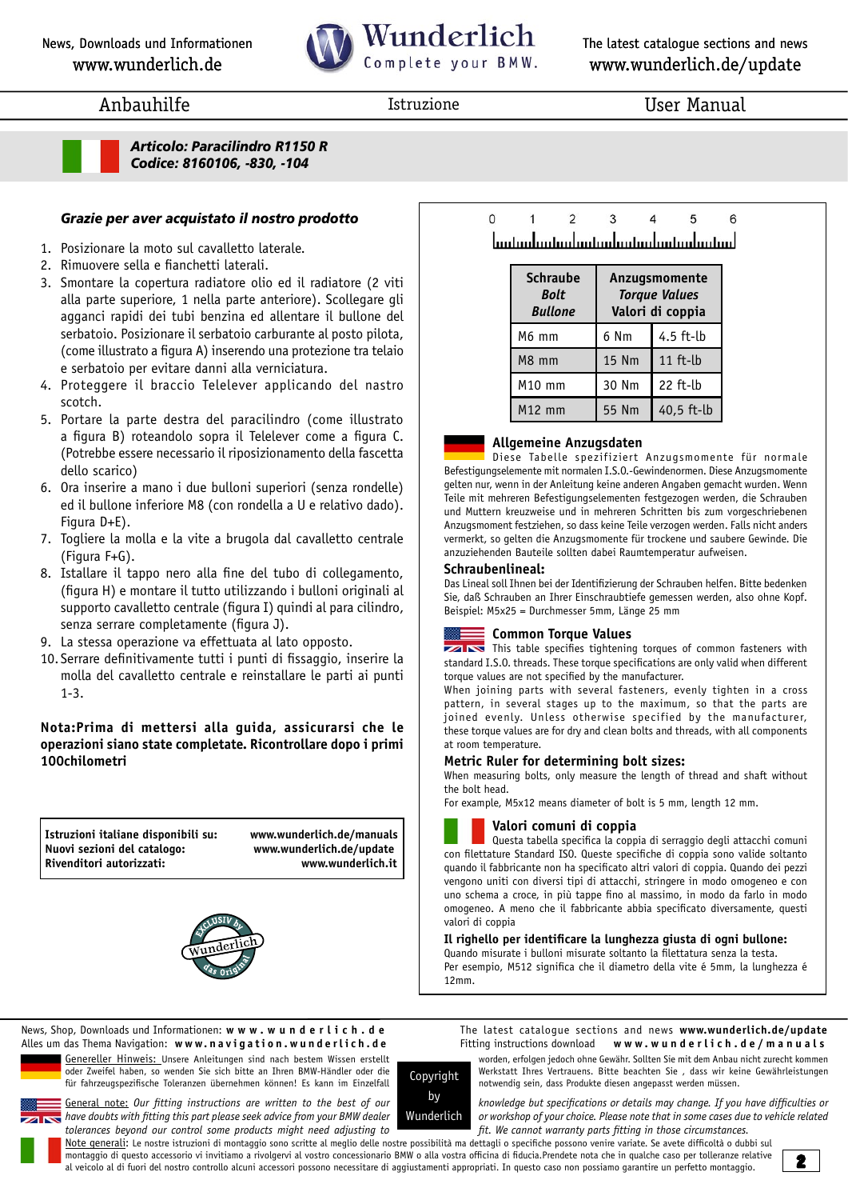Anbauhilfe | Istruzione | User Manual

***Articolo: Paracilindro R1150 R***
***Codice: 8160106, -830, -104***

### *Grazie per aver acquistato il nostro prodotto*

1. Posizionare la moto sul cavalletto laterale.
2. Rimuovere sella e fianchetti laterali.
3. Smontare la copertura radiatore olio ed il radiatore (2 viti alla parte superiore, 1 nella parte anteriore). Scollegare gli agganci rapidi dei tubi benzina ed allentare il bullone del serbatoio. Posizionare il serbatoio carburante al posto pilota, (come illustrato a figura A) inserendo una protezione tra telaio e serbatoio per evitare danni alla verniciatura.
4. Proteggere il braccio Telelever applicando del nastro scotch.
5. Portare la parte destra del paracilindro (come illustrato a figura B) roteandolo sopra il Telelever come a figura C. (Potrebbe essere necessario il riposizionamento della fascetta dello scarico)
6. Ora inserire a mano i due bulloni superiori (senza rondelle) ed il bullone inferiore M8 (con rondella a U e relativo dado). Figura D+E).
7. Togliere la molla e la vite a brugola dal cavalletto centrale (Figura F+G).
8. Istallare il tappo nero alla fine del tubo di collegamento, (figura H) e montare il tutto utilizzando i bulloni originali al supporto cavalletto centrale (figura I) quindi al para cilindro, senza serrare completamente (figura J).
9. La stessa operazione va effettuata al lato opposto.
10. Serrare definitivamente tutti i punti di fissaggio, inserire la molla del cavalletto centrale e reinstallare le parti ai punti 1-3.

**Nota:Prima di mettersi alla guida, assicurarsi che le operazioni siano state completate. Ricontrollare dopo i primi 100chilometri**

| | |
|---|---|
| **Istruzioni italiane disponibili su:** | **www.wunderlich.de/manuals** |
| **Nuovi sezioni del catalogo:** | **www.wunderlich.de/update** |
| **Rivenditori autorizzati:** | **www.wunderlich.it** |

| Schraube *Bolt* *Bullone* | Anzugsmomente *Torque Values* Valori di coppia | |
|---|---|---|
| M6 mm | 6 Nm | 4.5 ft-lb |
| M8 mm | 15 Nm | 11 ft-lb |
| M10 mm | 30 Nm | 22 ft-lb |
| M12 mm | 55 Nm | 40,5 ft-lb |

### Allgemeine Anzugsdaten

Diese Tabelle spezifiziert Anzugsmomente für normale Befestigungselemente mit normalen I.S.O.-Gewindenormen. Diese Anzugsmomente gelten nur, wenn in der Anleitung keine anderen Angaben gemacht wurden. Wenn Teile mit mehreren Befestigungselementen festgezogen werden, die Schrauben und Muttern kreuzweise und in mehreren Schritten bis zum vorgeschriebenen Anzugsmoment festziehen, so dass keine Teile verzogen werden. Falls nicht anders vermerkt, so gelten die Anzugsmomente für trockene und saubere Gewinde. Die anzuziehenden Bauteile sollten dabei Raumtemperatur aufweisen.

**Schraubenlineal:**
Das Lineal soll Ihnen bei der Identifizierung der Schrauben helfen. Bitte bedenken Sie, daß Schrauben an Ihrer Einschraubtiefe gemessen werden, also ohne Kopf. Beispiel: M5x25 = Durchmesser 5mm, Länge 25 mm

### Common Torque Values

This table specifies tightening torques of common fasteners with standard I.S.O. threads. These torque specifications are only valid when different torque values are not specified by the manufacturer.
When joining parts with several fasteners, evenly tighten in a cross pattern, in several stages up to the maximum, so that the parts are joined evenly. Unless otherwise specified by the manufacturer, these torque values are for dry and clean bolts and threads, with all components at room temperature.

**Metric Ruler for determining bolt sizes:**
When measuring bolts, only measure the length of thread and shaft without the bolt head.
For example, M5x12 means diameter of bolt is 5 mm, length 12 mm.

### Valori comuni di coppia

Questa tabella specifica la coppia di serraggio degli attacchi comuni con filettature Standard ISO. Queste specifiche di coppia sono valide soltanto quando il fabbricante non ha specificato altri valori di coppia. Quando dei pezzi vengono uniti con diversi tipi di attacchi, stringere in modo omogeneo e con uno schema a croce, in più tappe fino al massimo, in modo da farlo in modo omogeneo. A meno che il fabbricante abbia specificato diversamente, questi valori di coppia

**Il righello per identificare la lunghezza giusta di ogni bullone:**
Quando misurate i bulloni misurate soltanto la filettatura senza la testa.
Per esempio, M512 significa che il diametro della vite é 5mm, la lunghezza é 12mm.

News, Shop, Downloads und Informationen: **www.wunderlich.de**
Alles um das Thema Navigation: **www.navigation.wunderlich.de**
The latest catalogue sections and news **www.wunderlich.de/update**
Fitting instructions download **www.wunderlich.de/manuals**

Generereller Hinweis: Unsere Anleitungen sind nach bestem Wissen erstellt oder Zweifel haben, so wenden Sie sich bitte an Ihren BMW-Händler oder die für fahrzeugspezifische Toleranzen übernehmen können! Es kann im Einzelfall worden, erfolgen jedoch ohne Gewähr. Sollten Sie mit dem Anbau nicht zurecht kommen Werkstatt Ihres Vertrauens. Bitte beachten Sie , dass wir keine Gewährleistungen notwendig sein, dass Produkte diesen angepasst werden müssen.

Copyright by Wunderlich

*General note: Our fitting instructions are written to the best of our knowledge but specifications or details may change. If you have difficulties or have doubts with fitting this part please seek advice from your BMW dealer or workshop of your choice. Please note that in some cases due to vehicle related tolerances beyond our control some products might need adjusting to fit. We cannot warranty parts fitting in those circumstances.*

Note generali: Le nostre istruzioni di montaggio sono scritte al meglio delle nostre possibilità ma dettagli o specifiche possono venire variate. Se avete difficoltà o dubbi sul montaggio di questo accessorio vi invitiamo a rivolgervi al vostro concessionario BMW o alla vostra officina di fiducia.Prendete nota che in qualche caso per tolleranze relative al veicolo al di fuori del nostro controllo alcuni accessori possonono necessitare di aggiustamenti appropriati. In questo caso non possiamo garantire un perfetto montaggio.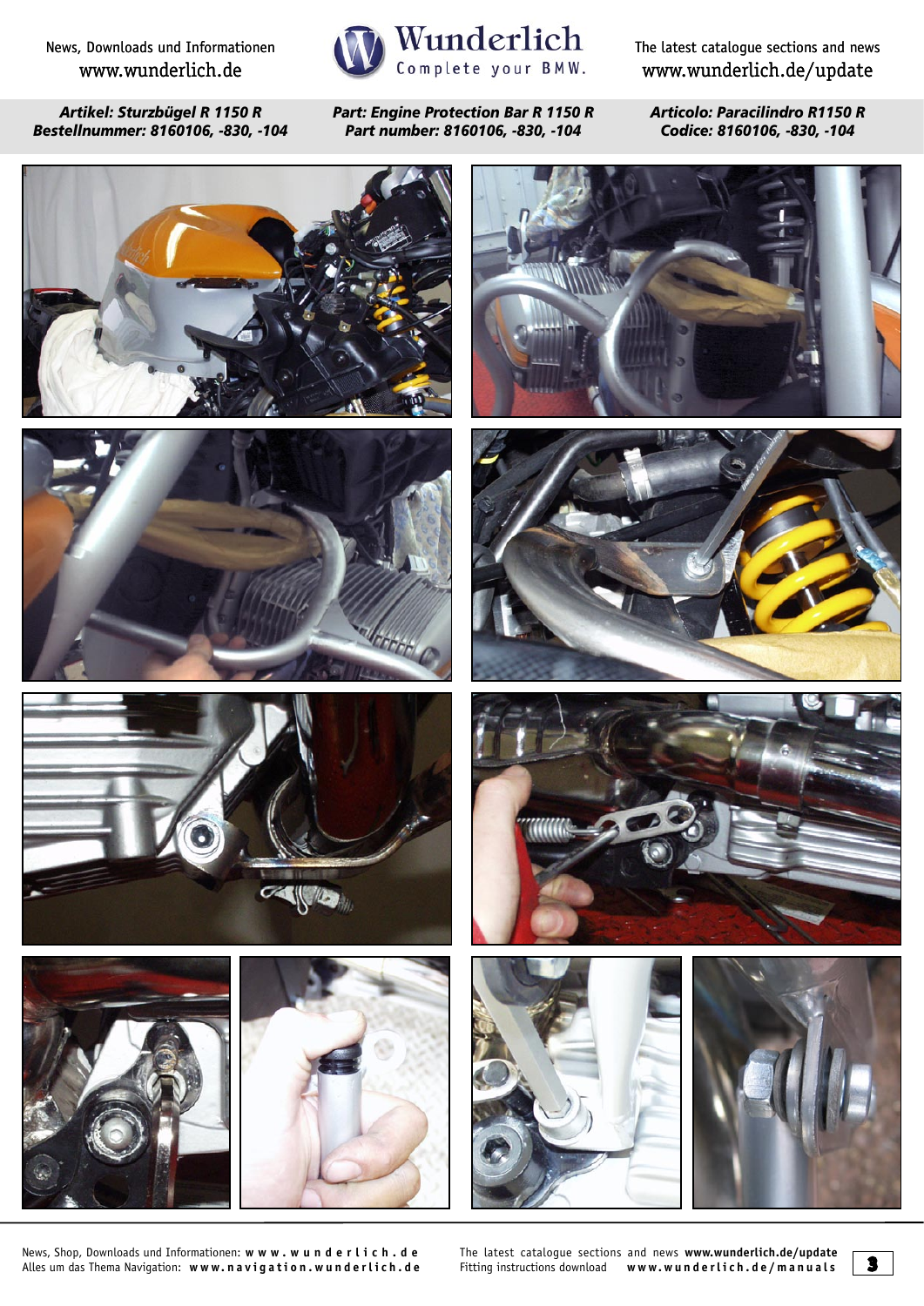News, Downloads und Informationen
www.wunderlich.de

Wunderlich
Complete your BMW.

The latest catalogue sections and news
www.wunderlich.de/update

***Artikel: Sturzbügel R 1150 R***
***Bestellnummer: 8160106, -830, -104***

***Part: Engine Protection Bar R 1150 R***
***Part number: 8160106, -830, -104***

***Articolo: Paracilindro R1150 R***
***Codice: 8160106, -830, -104***

News, Shop, Downloads und Informationen: **www.wunderlich.de**
Alles um das Thema Navigation: **www.navigation.wunderlich.de**

The latest catalogue sections and news **www.wunderlich.de/update**
Fitting instructions download **www.wunderlich.de/manuals**